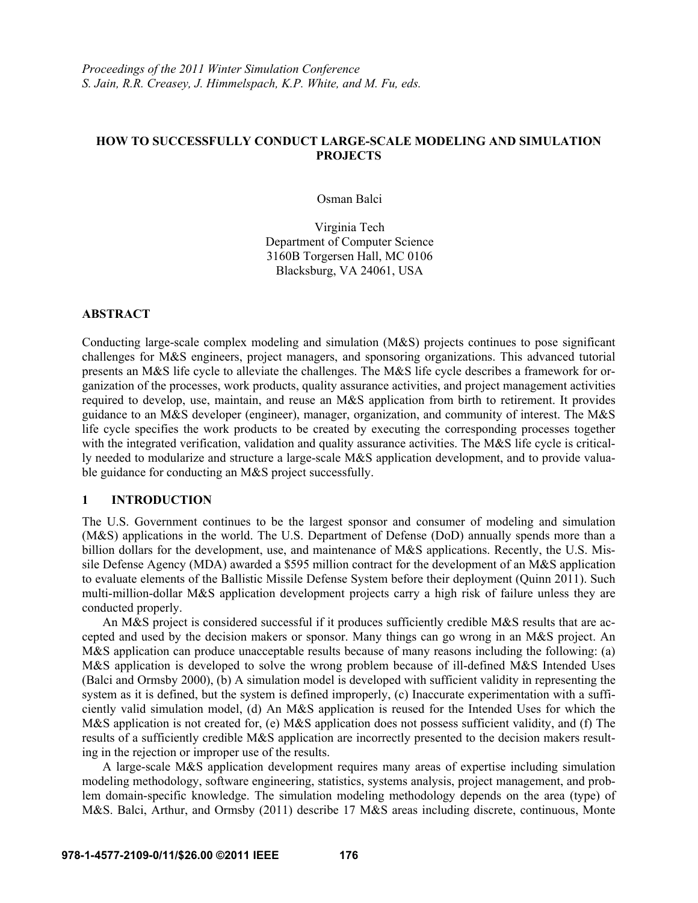*Proceedings of the 2011 Winter Simulation Conference*
*S. Jain, R.R. Creasey, J. Himmelspach, K.P. White, and M. Fu, eds.*

# HOW TO SUCCESSFULLY CONDUCT LARGE-SCALE MODELING AND SIMULATION PROJECTS

Osman Balci

Virginia Tech
Department of Computer Science
3160B Torgersen Hall, MC 0106
Blacksburg, VA 24061, USA

## ABSTRACT

Conducting large-scale complex modeling and simulation (M&S) projects continues to pose significant challenges for M&S engineers, project managers, and sponsoring organizations. This advanced tutorial presents an M&S life cycle to alleviate the challenges. The M&S life cycle describes a framework for organization of the processes, work products, quality assurance activities, and project management activities required to develop, use, maintain, and reuse an M&S application from birth to retirement. It provides guidance to an M&S developer (engineer), manager, organization, and community of interest. The M&S life cycle specifies the work products to be created by executing the corresponding processes together with the integrated verification, validation and quality assurance activities. The M&S life cycle is critically needed to modularize and structure a large-scale M&S application development, and to provide valuable guidance for conducting an M&S project successfully.

## 1 INTRODUCTION

The U.S. Government continues to be the largest sponsor and consumer of modeling and simulation (M&S) applications in the world. The U.S. Department of Defense (DoD) annually spends more than a billion dollars for the development, use, and maintenance of M&S applications. Recently, the U.S. Missile Defense Agency (MDA) awarded a $595 million contract for the development of an M&S application to evaluate elements of the Ballistic Missile Defense System before their deployment (Quinn 2011). Such multi-million-dollar M&S application development projects carry a high risk of failure unless they are conducted properly.

An M&S project is considered successful if it produces sufficiently credible M&S results that are accepted and used by the decision makers or sponsor. Many things can go wrong in an M&S project. An M&S application can produce unacceptable results because of many reasons including the following: (a) M&S application is developed to solve the wrong problem because of ill-defined M&S Intended Uses (Balci and Ormsby 2000), (b) A simulation model is developed with sufficient validity in representing the system as it is defined, but the system is defined improperly, (c) Inaccurate experimentation with a sufficiently valid simulation model, (d) An M&S application is reused for the Intended Uses for which the M&S application is not created for, (e) M&S application does not possess sufficient validity, and (f) The results of a sufficiently credible M&S application are incorrectly presented to the decision makers resulting in the rejection or improper use of the results.

A large-scale M&S application development requires many areas of expertise including simulation modeling methodology, software engineering, statistics, systems analysis, project management, and problem domain-specific knowledge. The simulation modeling methodology depends on the area (type) of M&S. Balci, Arthur, and Ormsby (2011) describe 17 M&S areas including discrete, continuous, Monte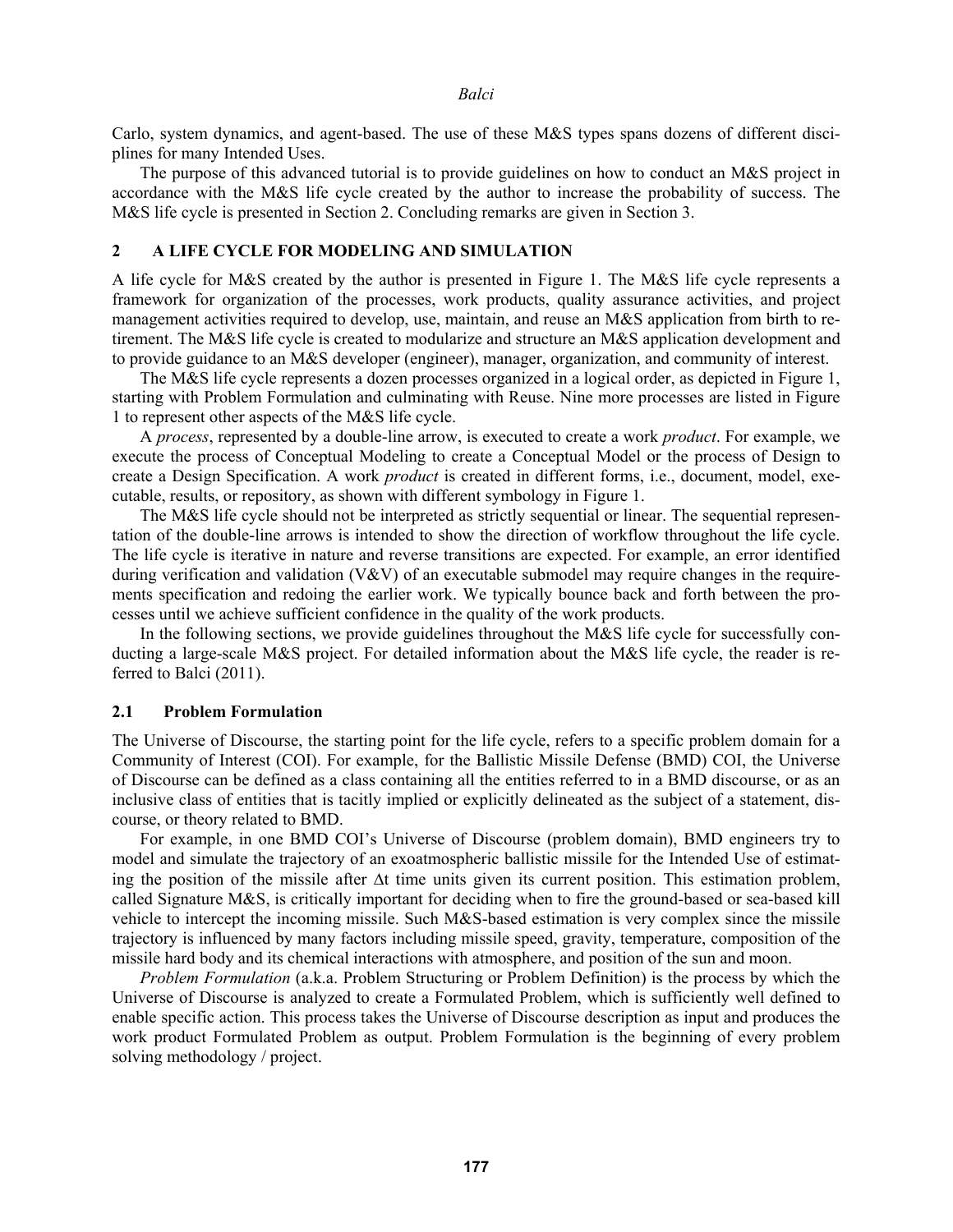Carlo, system dynamics, and agent-based. The use of these M&S types spans dozens of different disciplines for many Intended Uses.

The purpose of this advanced tutorial is to provide guidelines on how to conduct an M&S project in accordance with the M&S life cycle created by the author to increase the probability of success. The M&S life cycle is presented in Section 2. Concluding remarks are given in Section 3.

## 2 A LIFE CYCLE FOR MODELING AND SIMULATION

A life cycle for M&S created by the author is presented in Figure 1. The M&S life cycle represents a framework for organization of the processes, work products, quality assurance activities, and project management activities required to develop, use, maintain, and reuse an M&S application from birth to retirement. The M&S life cycle is created to modularize and structure an M&S application development and to provide guidance to an M&S developer (engineer), manager, organization, and community of interest.

The M&S life cycle represents a dozen processes organized in a logical order, as depicted in Figure 1, starting with Problem Formulation and culminating with Reuse. Nine more processes are listed in Figure 1 to represent other aspects of the M&S life cycle.

A *process*, represented by a double-line arrow, is executed to create a work *product*. For example, we execute the process of Conceptual Modeling to create a Conceptual Model or the process of Design to create a Design Specification. A work *product* is created in different forms, i.e., document, model, executable, results, or repository, as shown with different symbology in Figure 1.

The M&S life cycle should not be interpreted as strictly sequential or linear. The sequential representation of the double-line arrows is intended to show the direction of workflow throughout the life cycle. The life cycle is iterative in nature and reverse transitions are expected. For example, an error identified during verification and validation (V&V) of an executable submodel may require changes in the requirements specification and redoing the earlier work. We typically bounce back and forth between the processes until we achieve sufficient confidence in the quality of the work products.

In the following sections, we provide guidelines throughout the M&S life cycle for successfully conducting a large-scale M&S project. For detailed information about the M&S life cycle, the reader is referred to Balci (2011).

### 2.1 Problem Formulation

The Universe of Discourse, the starting point for the life cycle, refers to a specific problem domain for a Community of Interest (COI). For example, for the Ballistic Missile Defense (BMD) COI, the Universe of Discourse can be defined as a class containing all the entities referred to in a BMD discourse, or as an inclusive class of entities that is tacitly implied or explicitly delineated as the subject of a statement, discourse, or theory related to BMD.

For example, in one BMD COI's Universe of Discourse (problem domain), BMD engineers try to model and simulate the trajectory of an exoatmospheric ballistic missile for the Intended Use of estimating the position of the missile after $\Delta t$ time units given its current position. This estimation problem, called Signature M&S, is critically important for deciding when to fire the ground-based or sea-based kill vehicle to intercept the incoming missile. Such M&S-based estimation is very complex since the missile trajectory is influenced by many factors including missile speed, gravity, temperature, composition of the missile hard body and its chemical interactions with atmosphere, and position of the sun and moon.

*Problem Formulation* (a.k.a. Problem Structuring or Problem Definition) is the process by which the Universe of Discourse is analyzed to create a Formulated Problem, which is sufficiently well defined to enable specific action. This process takes the Universe of Discourse description as input and produces the work product Formulated Problem as output. Problem Formulation is the beginning of every problem solving methodology / project.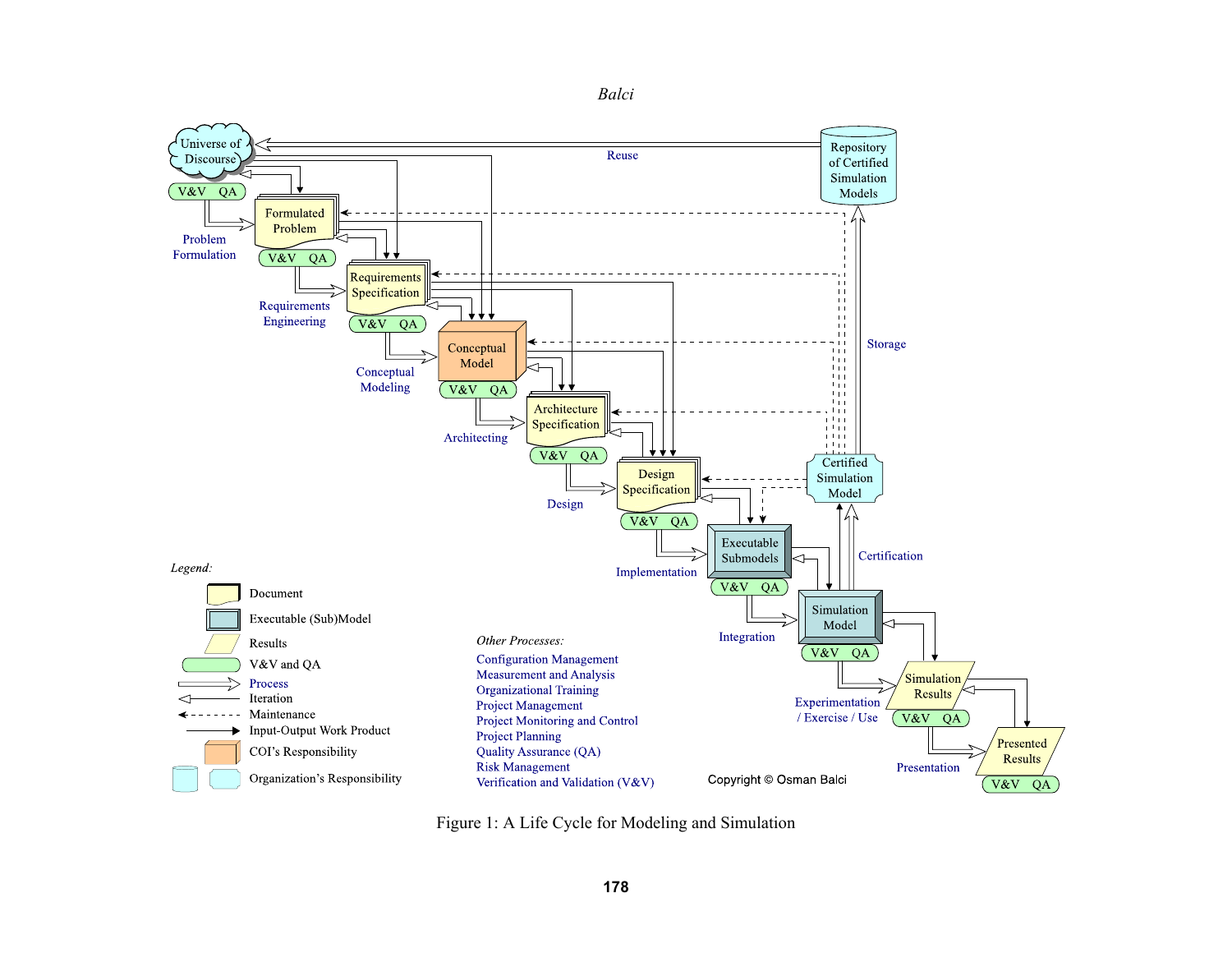*Legend:*

- Document
- Executable (Sub)Model
- Results
- V&V and QA
- Process
- Iteration
- Maintenance
- Input-Output Work Product
- COI's Responsibility
- Organization's Responsibility

*Other Processes:*

- Configuration Management
- Measurement and Analysis
- Organizational Training
- Project Management
- Project Monitoring and Control
- Project Planning
- Quality Assurance (QA)
- Risk Management
- Verification and Validation (V&V)

Copyright © Osman Balci

Figure 1: A Life Cycle for Modeling and Simulation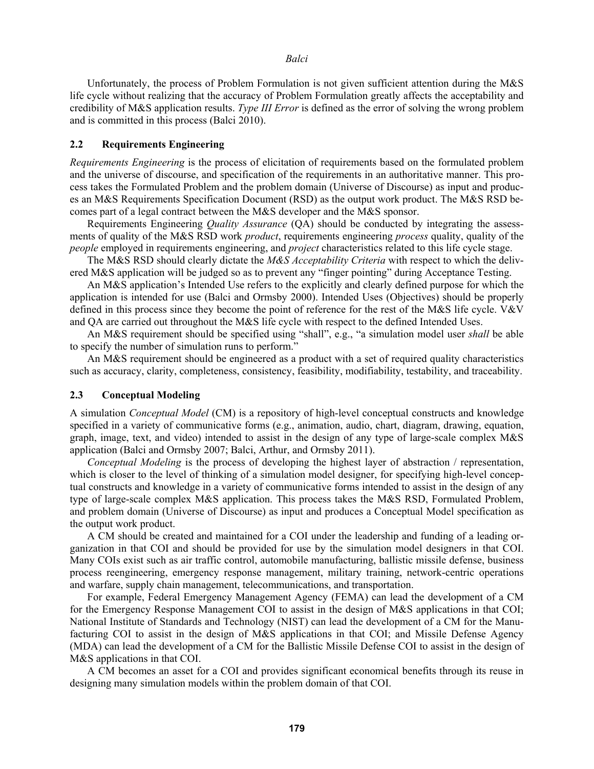Unfortunately, the process of Problem Formulation is not given sufficient attention during the M&S life cycle without realizing that the accuracy of Problem Formulation greatly affects the acceptability and credibility of M&S application results. *Type III Error* is defined as the error of solving the wrong problem and is committed in this process (Balci 2010).

### 2.2 Requirements Engineering

*Requirements Engineering* is the process of elicitation of requirements based on the formulated problem and the universe of discourse, and specification of the requirements in an authoritative manner. This process takes the Formulated Problem and the problem domain (Universe of Discourse) as input and produces an M&S Requirements Specification Document (RSD) as the output work product. The M&S RSD becomes part of a legal contract between the M&S developer and the M&S sponsor.

Requirements Engineering *Quality Assurance* (QA) should be conducted by integrating the assessments of quality of the M&S RSD work *product*, requirements engineering *process* quality, quality of the *people* employed in requirements engineering, and *project* characteristics related to this life cycle stage.

The M&S RSD should clearly dictate the *M&S Acceptability Criteria* with respect to which the delivered M&S application will be judged so as to prevent any "finger pointing" during Acceptance Testing.

An M&S application's Intended Use refers to the explicitly and clearly defined purpose for which the application is intended for use (Balci and Ormsby 2000). Intended Uses (Objectives) should be properly defined in this process since they become the point of reference for the rest of the M&S life cycle. V&V and QA are carried out throughout the M&S life cycle with respect to the defined Intended Uses.

An M&S requirement should be specified using "shall", e.g., "a simulation model user *shall* be able to specify the number of simulation runs to perform."

An M&S requirement should be engineered as a product with a set of required quality characteristics such as accuracy, clarity, completeness, consistency, feasibility, modifiability, testability, and traceability.

### 2.3 Conceptual Modeling

A simulation *Conceptual Model* (CM) is a repository of high-level conceptual constructs and knowledge specified in a variety of communicative forms (e.g., animation, audio, chart, diagram, drawing, equation, graph, image, text, and video) intended to assist in the design of any type of large-scale complex M&S application (Balci and Ormsby 2007; Balci, Arthur, and Ormsby 2011).

*Conceptual Modeling* is the process of developing the highest layer of abstraction / representation, which is closer to the level of thinking of a simulation model designer, for specifying high-level conceptual constructs and knowledge in a variety of communicative forms intended to assist in the design of any type of large-scale complex M&S application. This process takes the M&S RSD, Formulated Problem, and problem domain (Universe of Discourse) as input and produces a Conceptual Model specification as the output work product.

A CM should be created and maintained for a COI under the leadership and funding of a leading organization in that COI and should be provided for use by the simulation model designers in that COI. Many COIs exist such as air traffic control, automobile manufacturing, ballistic missile defense, business process reengineering, emergency response management, military training, network-centric operations and warfare, supply chain management, telecommunications, and transportation.

For example, Federal Emergency Management Agency (FEMA) can lead the development of a CM for the Emergency Response Management COI to assist in the design of M&S applications in that COI; National Institute of Standards and Technology (NIST) can lead the development of a CM for the Manufacturing COI to assist in the design of M&S applications in that COI; and Missile Defense Agency (MDA) can lead the development of a CM for the Ballistic Missile Defense COI to assist in the design of M&S applications in that COI.

A CM becomes an asset for a COI and provides significant economical benefits through its reuse in designing many simulation models within the problem domain of that COI.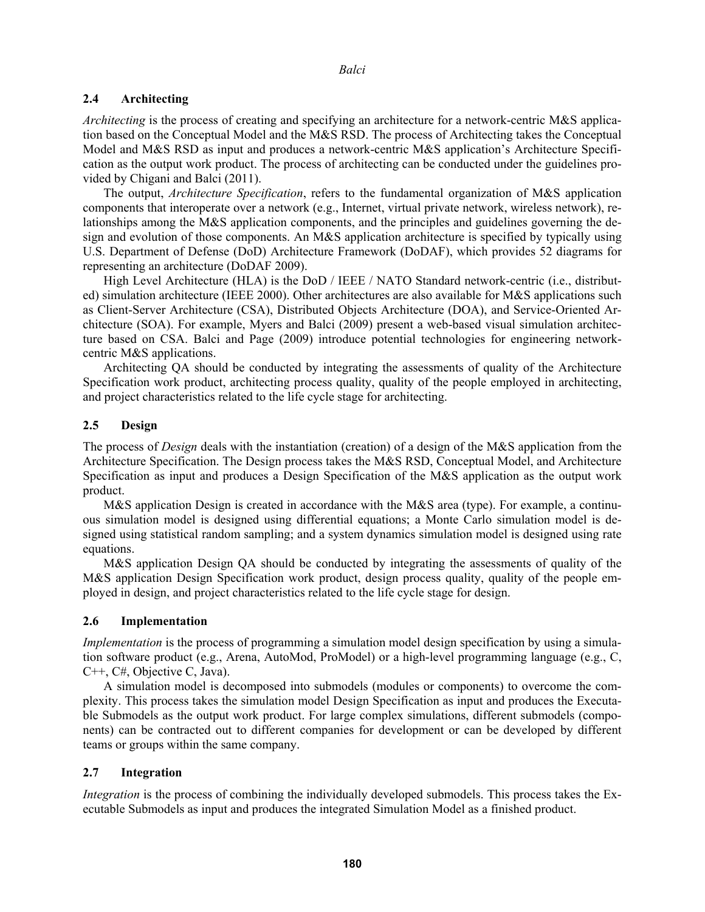### 2.4 Architecting

*Architecting* is the process of creating and specifying an architecture for a network-centric M&S application based on the Conceptual Model and the M&S RSD. The process of Architecting takes the Conceptual Model and M&S RSD as input and produces a network-centric M&S application's Architecture Specification as the output work product. The process of architecting can be conducted under the guidelines provided by Chigani and Balci (2011).

The output, *Architecture Specification*, refers to the fundamental organization of M&S application components that interoperate over a network (e.g., Internet, virtual private network, wireless network), relationships among the M&S application components, and the principles and guidelines governing the design and evolution of those components. An M&S application architecture is specified by typically using U.S. Department of Defense (DoD) Architecture Framework (DoDAF), which provides 52 diagrams for representing an architecture (DoDAF 2009).

High Level Architecture (HLA) is the DoD / IEEE / NATO Standard network-centric (i.e., distributed) simulation architecture (IEEE 2000). Other architectures are also available for M&S applications such as Client-Server Architecture (CSA), Distributed Objects Architecture (DOA), and Service-Oriented Architecture (SOA). For example, Myers and Balci (2009) present a web-based visual simulation architecture based on CSA. Balci and Page (2009) introduce potential technologies for engineering network-centric M&S applications.

Architecting QA should be conducted by integrating the assessments of quality of the Architecture Specification work product, architecting process quality, quality of the people employed in architecting, and project characteristics related to the life cycle stage for architecting.

### 2.5 Design

The process of *Design* deals with the instantiation (creation) of a design of the M&S application from the Architecture Specification. The Design process takes the M&S RSD, Conceptual Model, and Architecture Specification as input and produces a Design Specification of the M&S application as the output work product.

M&S application Design is created in accordance with the M&S area (type). For example, a continuous simulation model is designed using differential equations; a Monte Carlo simulation model is designed using statistical random sampling; and a system dynamics simulation model is designed using rate equations.

M&S application Design QA should be conducted by integrating the assessments of quality of the M&S application Design Specification work product, design process quality, quality of the people employed in design, and project characteristics related to the life cycle stage for design.

### 2.6 Implementation

*Implementation* is the process of programming a simulation model design specification by using a simulation software product (e.g., Arena, AutoMod, ProModel) or a high-level programming language (e.g., C, C++, C#, Objective C, Java).

A simulation model is decomposed into submodels (modules or components) to overcome the complexity. This process takes the simulation model Design Specification as input and produces the Executable Submodels as the output work product. For large complex simulations, different submodels (components) can be contracted out to different companies for development or can be developed by different teams or groups within the same company.

### 2.7 Integration

*Integration* is the process of combining the individually developed submodels. This process takes the Executable Submodels as input and produces the integrated Simulation Model as a finished product.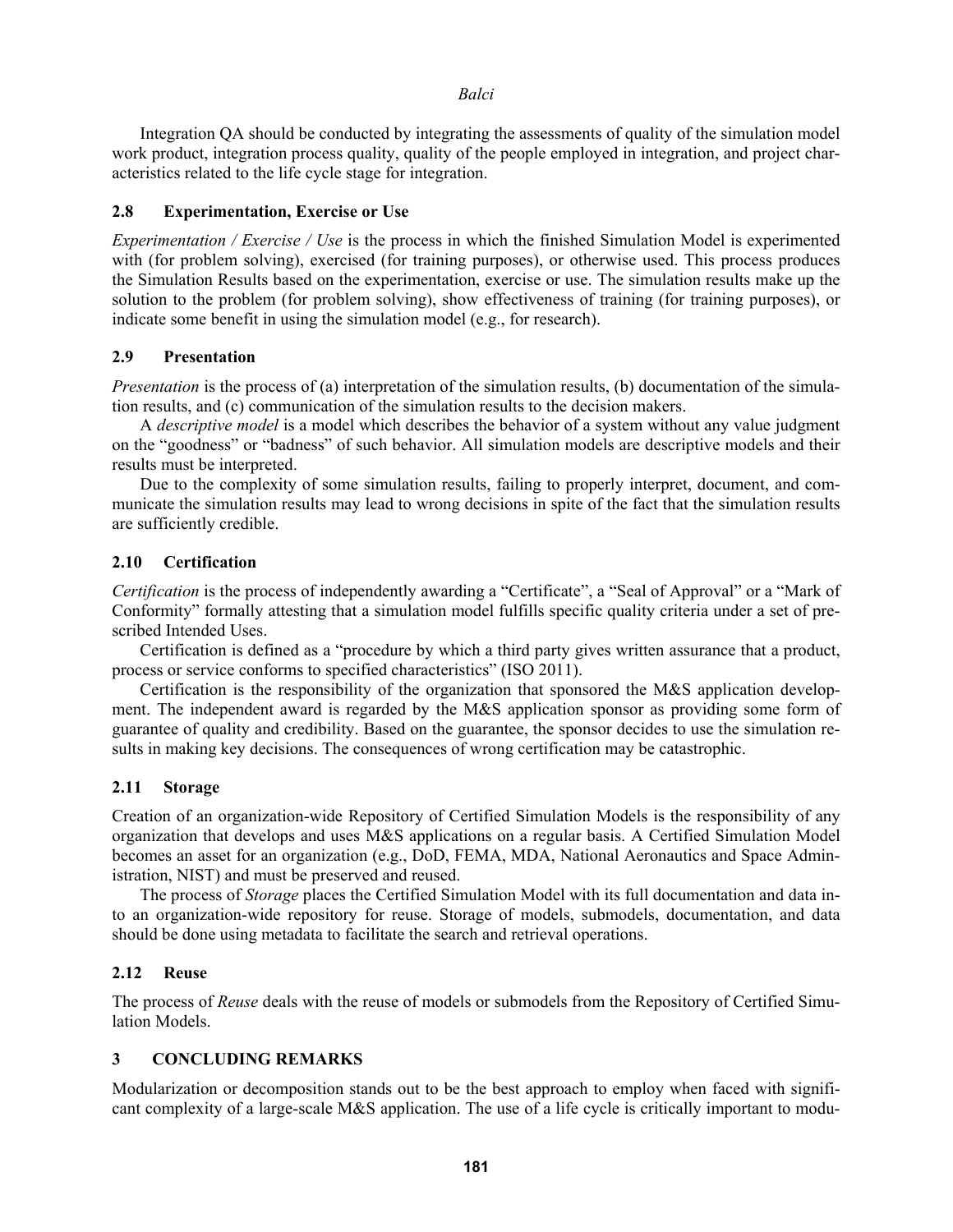Integration QA should be conducted by integrating the assessments of quality of the simulation model work product, integration process quality, quality of the people employed in integration, and project characteristics related to the life cycle stage for integration.

### 2.8 Experimentation, Exercise or Use

*Experimentation / Exercise / Use* is the process in which the finished Simulation Model is experimented with (for problem solving), exercised (for training purposes), or otherwise used. This process produces the Simulation Results based on the experimentation, exercise or use. The simulation results make up the solution to the problem (for problem solving), show effectiveness of training (for training purposes), or indicate some benefit in using the simulation model (e.g., for research).

### 2.9 Presentation

*Presentation* is the process of (a) interpretation of the simulation results, (b) documentation of the simulation results, and (c) communication of the simulation results to the decision makers.

A *descriptive model* is a model which describes the behavior of a system without any value judgment on the "goodness" or "badness" of such behavior. All simulation models are descriptive models and their results must be interpreted.

Due to the complexity of some simulation results, failing to properly interpret, document, and communicate the simulation results may lead to wrong decisions in spite of the fact that the simulation results are sufficiently credible.

### 2.10 Certification

*Certification* is the process of independently awarding a "Certificate", a "Seal of Approval" or a "Mark of Conformity" formally attesting that a simulation model fulfills specific quality criteria under a set of prescribed Intended Uses.

Certification is defined as a "procedure by which a third party gives written assurance that a product, process or service conforms to specified characteristics" (ISO 2011).

Certification is the responsibility of the organization that sponsored the M&S application development. The independent award is regarded by the M&S application sponsor as providing some form of guarantee of quality and credibility. Based on the guarantee, the sponsor decides to use the simulation results in making key decisions. The consequences of wrong certification may be catastrophic.

### 2.11 Storage

Creation of an organization-wide Repository of Certified Simulation Models is the responsibility of any organization that develops and uses M&S applications on a regular basis. A Certified Simulation Model becomes an asset for an organization (e.g., DoD, FEMA, MDA, National Aeronautics and Space Administration, NIST) and must be preserved and reused.

The process of *Storage* places the Certified Simulation Model with its full documentation and data into an organization-wide repository for reuse. Storage of models, submodels, documentation, and data should be done using metadata to facilitate the search and retrieval operations.

### 2.12 Reuse

The process of *Reuse* deals with the reuse of models or submodels from the Repository of Certified Simulation Models.

## 3 CONCLUDING REMARKS

Modularization or decomposition stands out to be the best approach to employ when faced with significant complexity of a large-scale M&S application. The use of a life cycle is critically important to modu-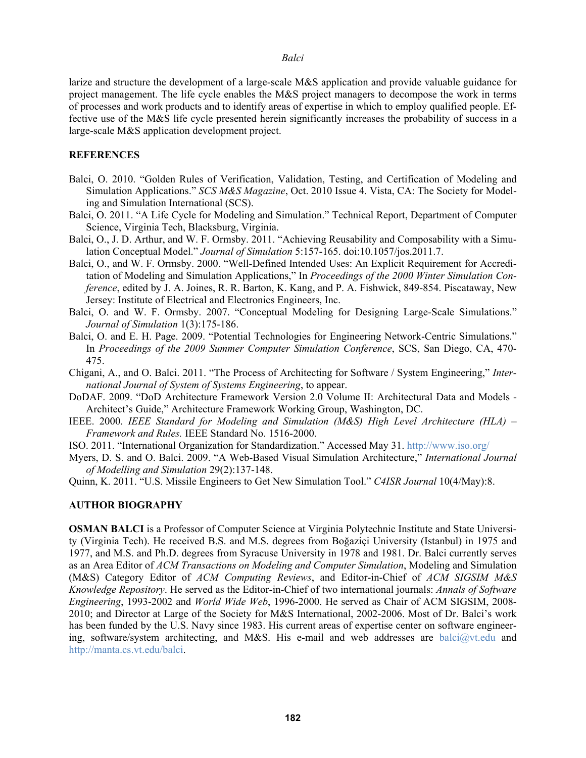larize and structure the development of a large-scale M&S application and provide valuable guidance for project management. The life cycle enables the M&S project managers to decompose the work in terms of processes and work products and to identify areas of expertise in which to employ qualified people. Effective use of the M&S life cycle presented herein significantly increases the probability of success in a large-scale M&S application development project.

## REFERENCES

Balci, O. 2010. "Golden Rules of Verification, Validation, Testing, and Certification of Modeling and Simulation Applications." *SCS M&S Magazine*, Oct. 2010 Issue 4. Vista, CA: The Society for Modeling and Simulation International (SCS).

Balci, O. 2011. "A Life Cycle for Modeling and Simulation." Technical Report, Department of Computer Science, Virginia Tech, Blacksburg, Virginia.

Balci, O., J. D. Arthur, and W. F. Ormsby. 2011. "Achieving Reusability and Composability with a Simulation Conceptual Model." *Journal of Simulation* 5:157-165. doi:10.1057/jos.2011.7.

Balci, O., and W. F. Ormsby. 2000. "Well-Defined Intended Uses: An Explicit Requirement for Accreditation of Modeling and Simulation Applications," In *Proceedings of the 2000 Winter Simulation Conference*, edited by J. A. Joines, R. R. Barton, K. Kang, and P. A. Fishwick, 849-854. Piscataway, New Jersey: Institute of Electrical and Electronics Engineers, Inc.

Balci, O. and W. F. Ormsby. 2007. "Conceptual Modeling for Designing Large-Scale Simulations." *Journal of Simulation* 1(3):175-186.

Balci, O. and E. H. Page. 2009. "Potential Technologies for Engineering Network-Centric Simulations." In *Proceedings of the 2009 Summer Computer Simulation Conference*, SCS, San Diego, CA, 470-475.

Chigani, A., and O. Balci. 2011. "The Process of Architecting for Software / System Engineering," *International Journal of System of Systems Engineering*, to appear.

DoDAF. 2009. "DoD Architecture Framework Version 2.0 Volume II: Architectural Data and Models - Architect's Guide," Architecture Framework Working Group, Washington, DC.

IEEE. 2000. *IEEE Standard for Modeling and Simulation (M&S) High Level Architecture (HLA) – Framework and Rules.* IEEE Standard No. 1516-2000.

ISO. 2011. "International Organization for Standardization." Accessed May 31. http://www.iso.org/

Myers, D. S. and O. Balci. 2009. "A Web-Based Visual Simulation Architecture," *International Journal of Modelling and Simulation* 29(2):137-148.

Quinn, K. 2011. "U.S. Missile Engineers to Get New Simulation Tool." *C4ISR Journal* 10(4/May):8.

## AUTHOR BIOGRAPHY

**OSMAN BALCI** is a Professor of Computer Science at Virginia Polytechnic Institute and State University (Virginia Tech). He received B.S. and M.S. degrees from Boğaziçi University (Istanbul) in 1975 and 1977, and M.S. and Ph.D. degrees from Syracuse University in 1978 and 1981. Dr. Balci currently serves as an Area Editor of *ACM Transactions on Modeling and Computer Simulation*, Modeling and Simulation (M&S) Category Editor of *ACM Computing Reviews*, and Editor-in-Chief of *ACM SIGSIM M&S Knowledge Repository*. He served as the Editor-in-Chief of two international journals: *Annals of Software Engineering*, 1993-2002 and *World Wide Web*, 1996-2000. He served as Chair of ACM SIGSIM, 2008-2010; and Director at Large of the Society for M&S International, 2002-2006. Most of Dr. Balci's work has been funded by the U.S. Navy since 1983. His current areas of expertise center on software engineering, software/system architecting, and M&S. His e-mail and web addresses are balci@vt.edu and http://manta.cs.vt.edu/balci.